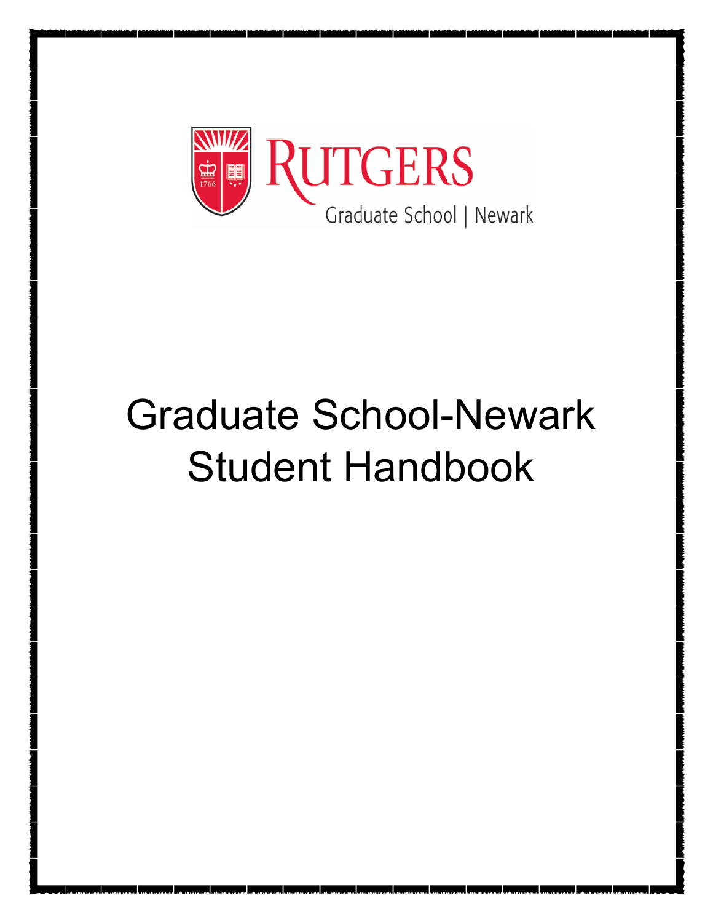RUTGERS

Graduate School | Newark

# Graduate School-Newark Student Handbook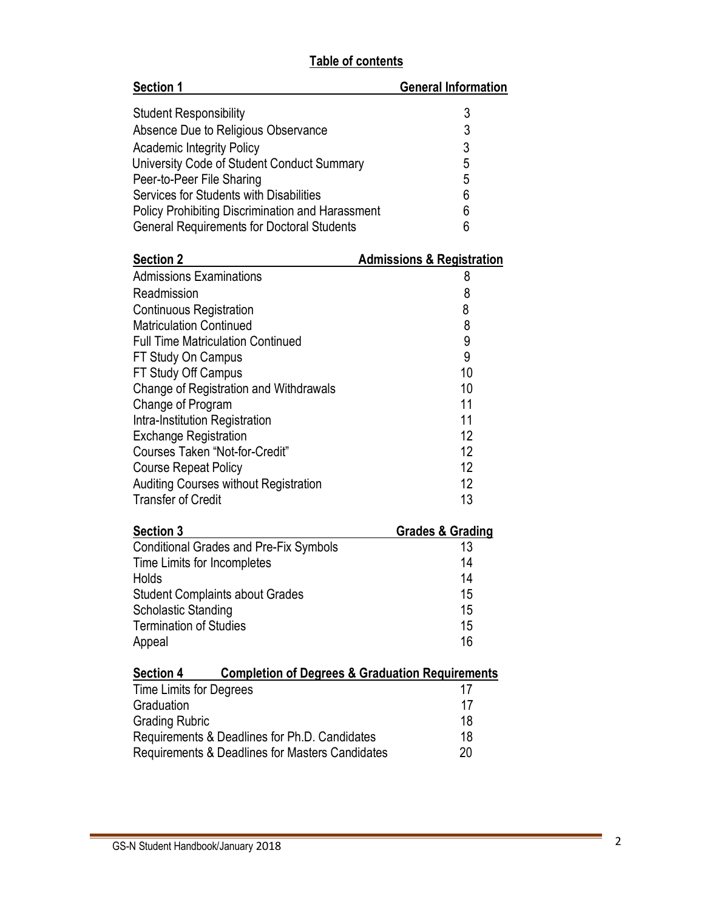## Table of contents

| **Section 1** | **General Information** |
|---|---|
| Student Responsibility | 3 |
| Absence Due to Religious Observance | 3 |
| Academic Integrity Policy | 3 |
| University Code of Student Conduct Summary | 5 |
| Peer-to-Peer File Sharing | 5 |
| Services for Students with Disabilities | 6 |
| Policy Prohibiting Discrimination and Harassment | 6 |
| General Requirements for Doctoral Students | 6 |

| **Section 2** | **Admissions & Registration** |
|---|---|
| Admissions Examinations | 8 |
| Readmission | 8 |
| Continuous Registration | 8 |
| Matriculation Continued | 8 |
| Full Time Matriculation Continued | 9 |
| FT Study On Campus | 9 |
| FT Study Off Campus | 10 |
| Change of Registration and Withdrawals | 10 |
| Change of Program | 11 |
| Intra-Institution Registration | 11 |
| Exchange Registration | 12 |
| Courses Taken "Not-for-Credit" | 12 |
| Course Repeat Policy | 12 |
| Auditing Courses without Registration | 12 |
| Transfer of Credit | 13 |

| **Section 3** | **Grades & Grading** |
|---|---|
| Conditional Grades and Pre-Fix Symbols | 13 |
| Time Limits for Incompletes | 14 |
| Holds | 14 |
| Student Complaints about Grades | 15 |
| Scholastic Standing | 15 |
| Termination of Studies | 15 |
| Appeal | 16 |

| **Section 4** | **Completion of Degrees & Graduation Requirements** |
|---|---|
| Time Limits for Degrees | 17 |
| Graduation | 17 |
| Grading Rubric | 18 |
| Requirements & Deadlines for Ph.D. Candidates | 18 |
| Requirements & Deadlines for Masters Candidates | 20 |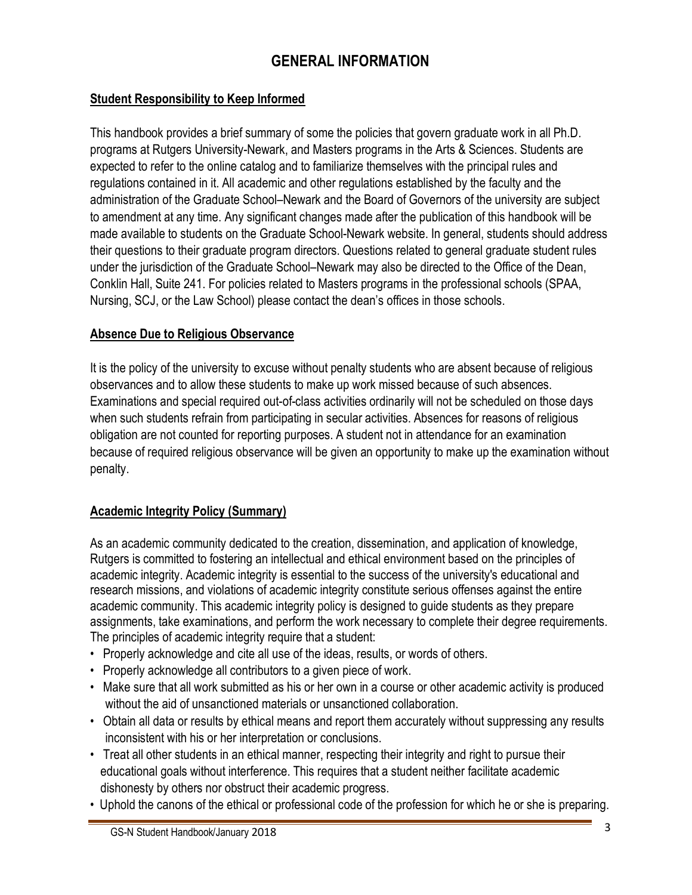# GENERAL INFORMATION

## Student Responsibility to Keep Informed

This handbook provides a brief summary of some the policies that govern graduate work in all Ph.D. programs at Rutgers University-Newark, and Masters programs in the Arts & Sciences. Students are expected to refer to the online catalog and to familiarize themselves with the principal rules and regulations contained in it. All academic and other regulations established by the faculty and the administration of the Graduate School–Newark and the Board of Governors of the university are subject to amendment at any time. Any significant changes made after the publication of this handbook will be made available to students on the Graduate School-Newark website. In general, students should address their questions to their graduate program directors. Questions related to general graduate student rules under the jurisdiction of the Graduate School–Newark may also be directed to the Office of the Dean, Conklin Hall, Suite 241. For policies related to Masters programs in the professional schools (SPAA, Nursing, SCJ, or the Law School) please contact the dean's offices in those schools.

## Absence Due to Religious Observance

It is the policy of the university to excuse without penalty students who are absent because of religious observances and to allow these students to make up work missed because of such absences. Examinations and special required out-of-class activities ordinarily will not be scheduled on those days when such students refrain from participating in secular activities. Absences for reasons of religious obligation are not counted for reporting purposes. A student not in attendance for an examination because of required religious observance will be given an opportunity to make up the examination without penalty.

## Academic Integrity Policy (Summary)

As an academic community dedicated to the creation, dissemination, and application of knowledge, Rutgers is committed to fostering an intellectual and ethical environment based on the principles of academic integrity. Academic integrity is essential to the success of the university's educational and research missions, and violations of academic integrity constitute serious offenses against the entire academic community. This academic integrity policy is designed to guide students as they prepare assignments, take examinations, and perform the work necessary to complete their degree requirements. The principles of academic integrity require that a student:

- Properly acknowledge and cite all use of the ideas, results, or words of others.
- Properly acknowledge all contributors to a given piece of work.
- Make sure that all work submitted as his or her own in a course or other academic activity is produced without the aid of unsanctioned materials or unsanctioned collaboration.
- Obtain all data or results by ethical means and report them accurately without suppressing any results inconsistent with his or her interpretation or conclusions.
- Treat all other students in an ethical manner, respecting their integrity and right to pursue their educational goals without interference. This requires that a student neither facilitate academic dishonesty by others nor obstruct their academic progress.
- Uphold the canons of the ethical or professional code of the profession for which he or she is preparing.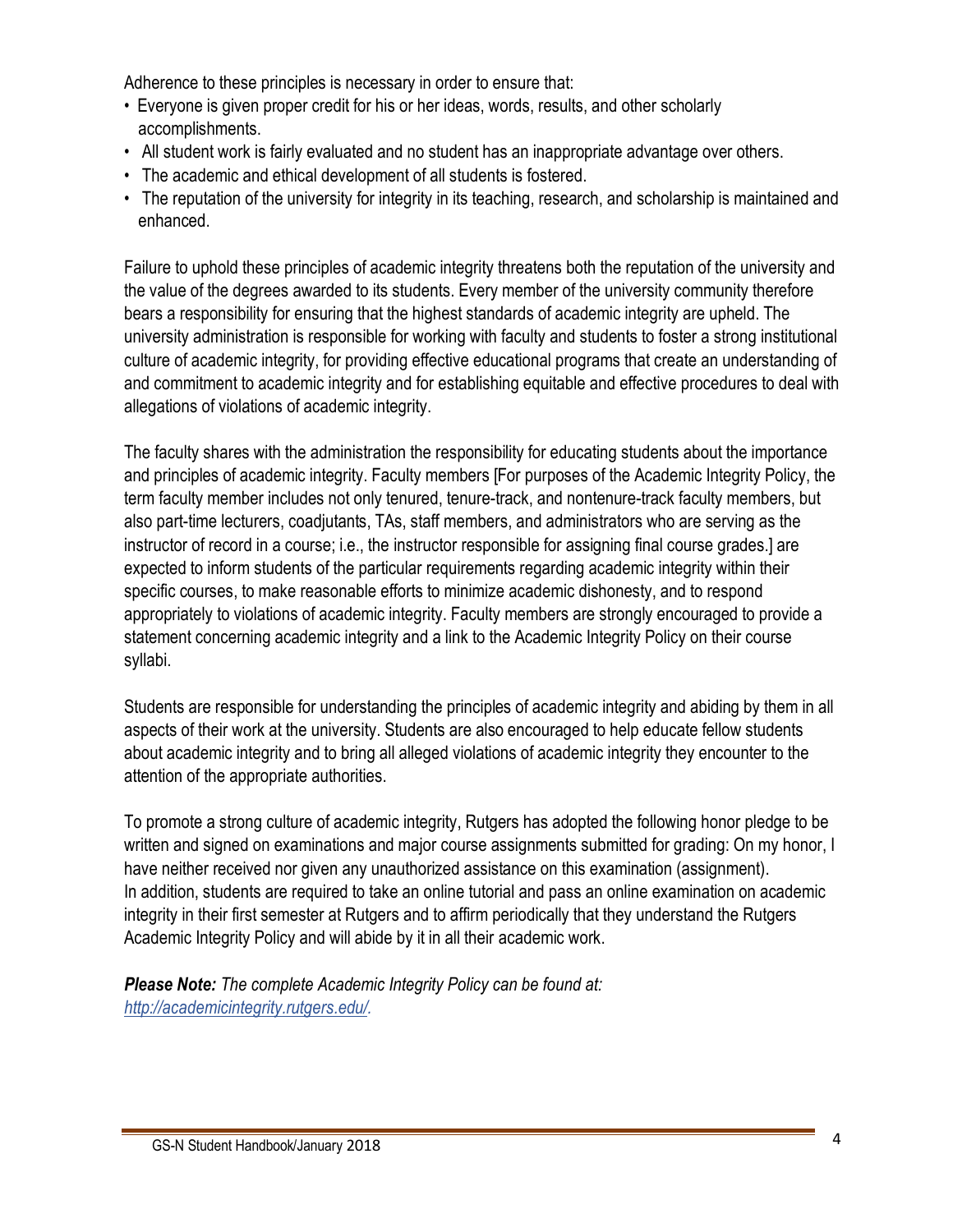Adherence to these principles is necessary in order to ensure that:

- Everyone is given proper credit for his or her ideas, words, results, and other scholarly accomplishments.
- All student work is fairly evaluated and no student has an inappropriate advantage over others.
- The academic and ethical development of all students is fostered.
- The reputation of the university for integrity in its teaching, research, and scholarship is maintained and enhanced.

Failure to uphold these principles of academic integrity threatens both the reputation of the university and the value of the degrees awarded to its students. Every member of the university community therefore bears a responsibility for ensuring that the highest standards of academic integrity are upheld. The university administration is responsible for working with faculty and students to foster a strong institutional culture of academic integrity, for providing effective educational programs that create an understanding of and commitment to academic integrity and for establishing equitable and effective procedures to deal with allegations of violations of academic integrity.

The faculty shares with the administration the responsibility for educating students about the importance and principles of academic integrity. Faculty members [For purposes of the Academic Integrity Policy, the term faculty member includes not only tenured, tenure-track, and nontenure-track faculty members, but also part-time lecturers, coadjutants, TAs, staff members, and administrators who are serving as the instructor of record in a course; i.e., the instructor responsible for assigning final course grades.] are expected to inform students of the particular requirements regarding academic integrity within their specific courses, to make reasonable efforts to minimize academic dishonesty, and to respond appropriately to violations of academic integrity. Faculty members are strongly encouraged to provide a statement concerning academic integrity and a link to the Academic Integrity Policy on their course syllabi.

Students are responsible for understanding the principles of academic integrity and abiding by them in all aspects of their work at the university. Students are also encouraged to help educate fellow students about academic integrity and to bring all alleged violations of academic integrity they encounter to the attention of the appropriate authorities.

To promote a strong culture of academic integrity, Rutgers has adopted the following honor pledge to be written and signed on examinations and major course assignments submitted for grading: On my honor, I have neither received nor given any unauthorized assistance on this examination (assignment).
In addition, students are required to take an online tutorial and pass an online examination on academic integrity in their first semester at Rutgers and to affirm periodically that they understand the Rutgers Academic Integrity Policy and will abide by it in all their academic work.

***Please Note:*** *The complete Academic Integrity Policy can be found at: [http://academicintegrity.rutgers.edu/](http://academicintegrity.rutgers.edu/).*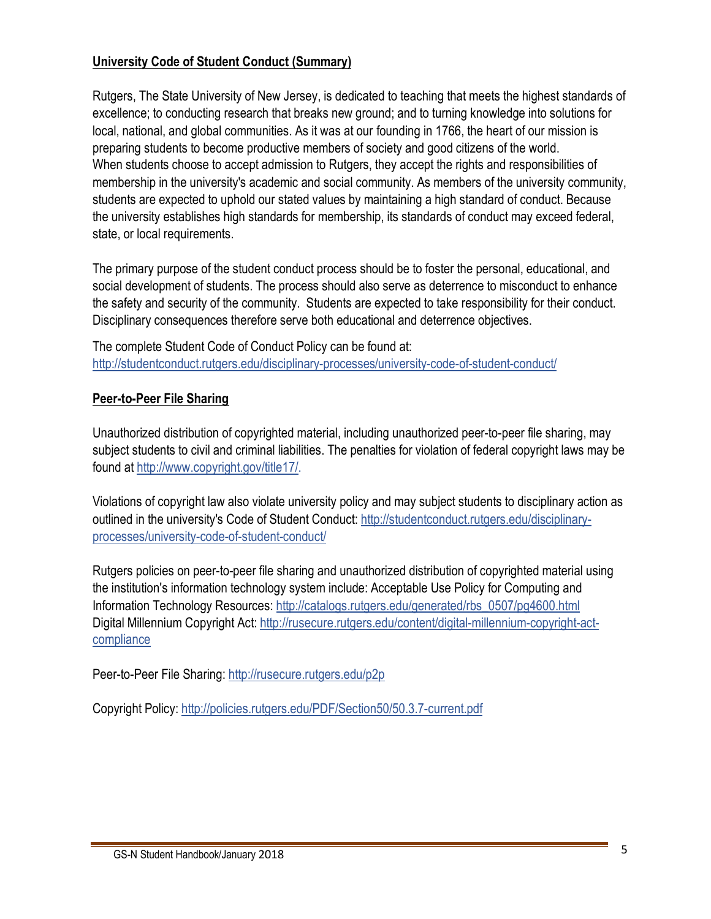## University Code of Student Conduct (Summary)

Rutgers, The State University of New Jersey, is dedicated to teaching that meets the highest standards of excellence; to conducting research that breaks new ground; and to turning knowledge into solutions for local, national, and global communities. As it was at our founding in 1766, the heart of our mission is preparing students to become productive members of society and good citizens of the world. When students choose to accept admission to Rutgers, they accept the rights and responsibilities of membership in the university's academic and social community. As members of the university community, students are expected to uphold our stated values by maintaining a high standard of conduct. Because the university establishes high standards for membership, its standards of conduct may exceed federal, state, or local requirements.

The primary purpose of the student conduct process should be to foster the personal, educational, and social development of students. The process should also serve as deterrence to misconduct to enhance the safety and security of the community. Students are expected to take responsibility for their conduct. Disciplinary consequences therefore serve both educational and deterrence objectives.

The complete Student Code of Conduct Policy can be found at:
http://studentconduct.rutgers.edu/disciplinary-processes/university-code-of-student-conduct/

## Peer-to-Peer File Sharing

Unauthorized distribution of copyrighted material, including unauthorized peer-to-peer file sharing, may subject students to civil and criminal liabilities. The penalties for violation of federal copyright laws may be found at http://www.copyright.gov/title17/.

Violations of copyright law also violate university policy and may subject students to disciplinary action as outlined in the university's Code of Student Conduct: http://studentconduct.rutgers.edu/disciplinary-processes/university-code-of-student-conduct/

Rutgers policies on peer-to-peer file sharing and unauthorized distribution of copyrighted material using the institution's information technology system include: Acceptable Use Policy for Computing and Information Technology Resources: http://catalogs.rutgers.edu/generated/rbs_0507/pg4600.html
Digital Millennium Copyright Act: http://rusecure.rutgers.edu/content/digital-millennium-copyright-act-compliance

Peer-to-Peer File Sharing: http://rusecure.rutgers.edu/p2p

Copyright Policy: http://policies.rutgers.edu/PDF/Section50/50.3.7-current.pdf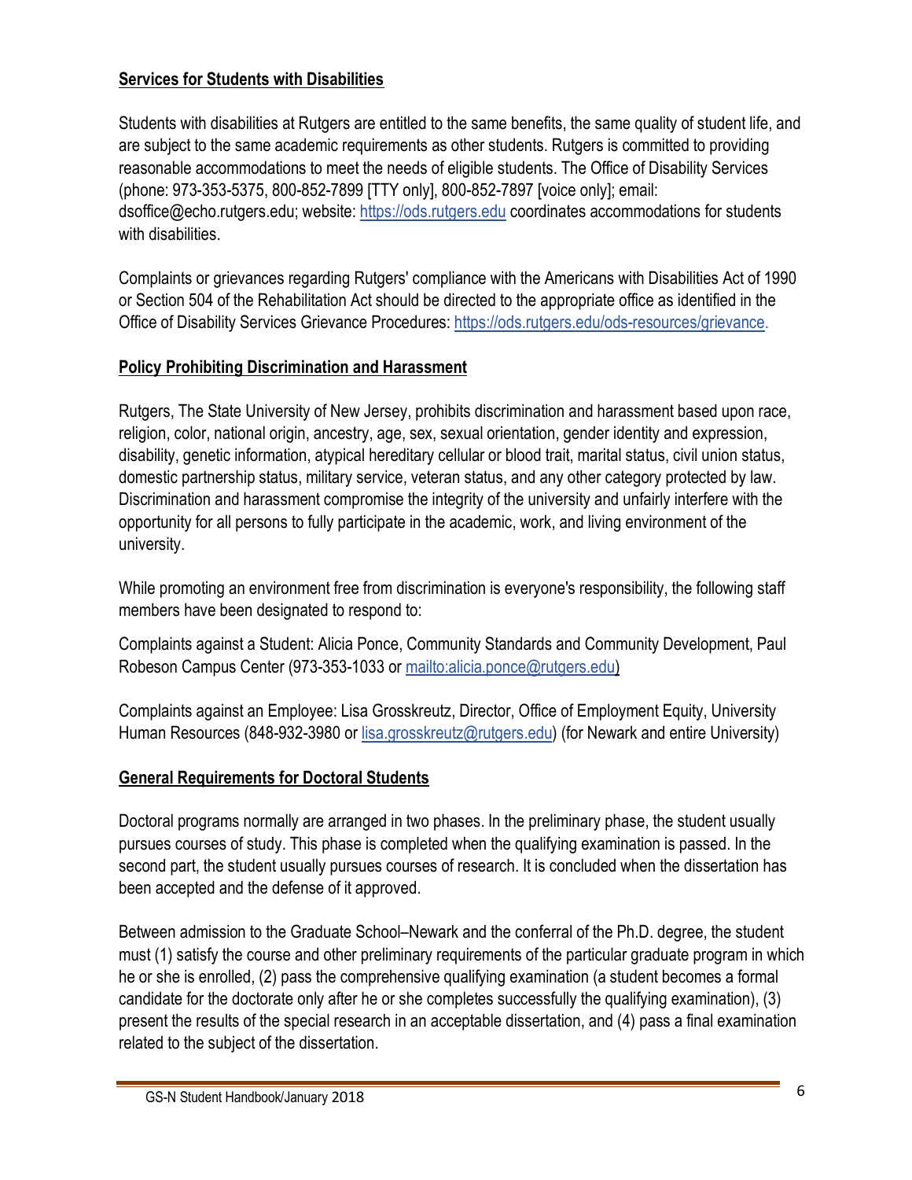## Services for Students with Disabilities

Students with disabilities at Rutgers are entitled to the same benefits, the same quality of student life, and are subject to the same academic requirements as other students. Rutgers is committed to providing reasonable accommodations to meet the needs of eligible students. The Office of Disability Services (phone: 973-353-5375, 800-852-7899 [TTY only], 800-852-7897 [voice only]; email: dsoffice@echo.rutgers.edu; website: https://ods.rutgers.edu coordinates accommodations for students with disabilities.

Complaints or grievances regarding Rutgers' compliance with the Americans with Disabilities Act of 1990 or Section 504 of the Rehabilitation Act should be directed to the appropriate office as identified in the Office of Disability Services Grievance Procedures: https://ods.rutgers.edu/ods-resources/grievance.

## Policy Prohibiting Discrimination and Harassment

Rutgers, The State University of New Jersey, prohibits discrimination and harassment based upon race, religion, color, national origin, ancestry, age, sex, sexual orientation, gender identity and expression, disability, genetic information, atypical hereditary cellular or blood trait, marital status, civil union status, domestic partnership status, military service, veteran status, and any other category protected by law. Discrimination and harassment compromise the integrity of the university and unfairly interfere with the opportunity for all persons to fully participate in the academic, work, and living environment of the university.

While promoting an environment free from discrimination is everyone's responsibility, the following staff members have been designated to respond to:

Complaints against a Student: Alicia Ponce, Community Standards and Community Development, Paul Robeson Campus Center (973-353-1033 or mailto:alicia.ponce@rutgers.edu)

Complaints against an Employee: Lisa Grosskreutz, Director, Office of Employment Equity, University Human Resources (848-932-3980 or lisa.grosskreutz@rutgers.edu) (for Newark and entire University)

## General Requirements for Doctoral Students

Doctoral programs normally are arranged in two phases. In the preliminary phase, the student usually pursues courses of study. This phase is completed when the qualifying examination is passed. In the second part, the student usually pursues courses of research. It is concluded when the dissertation has been accepted and the defense of it approved.

Between admission to the Graduate School–Newark and the conferral of the Ph.D. degree, the student must (1) satisfy the course and other preliminary requirements of the particular graduate program in which he or she is enrolled, (2) pass the comprehensive qualifying examination (a student becomes a formal candidate for the doctorate only after he or she completes successfully the qualifying examination), (3) present the results of the special research in an acceptable dissertation, and (4) pass a final examination related to the subject of the dissertation.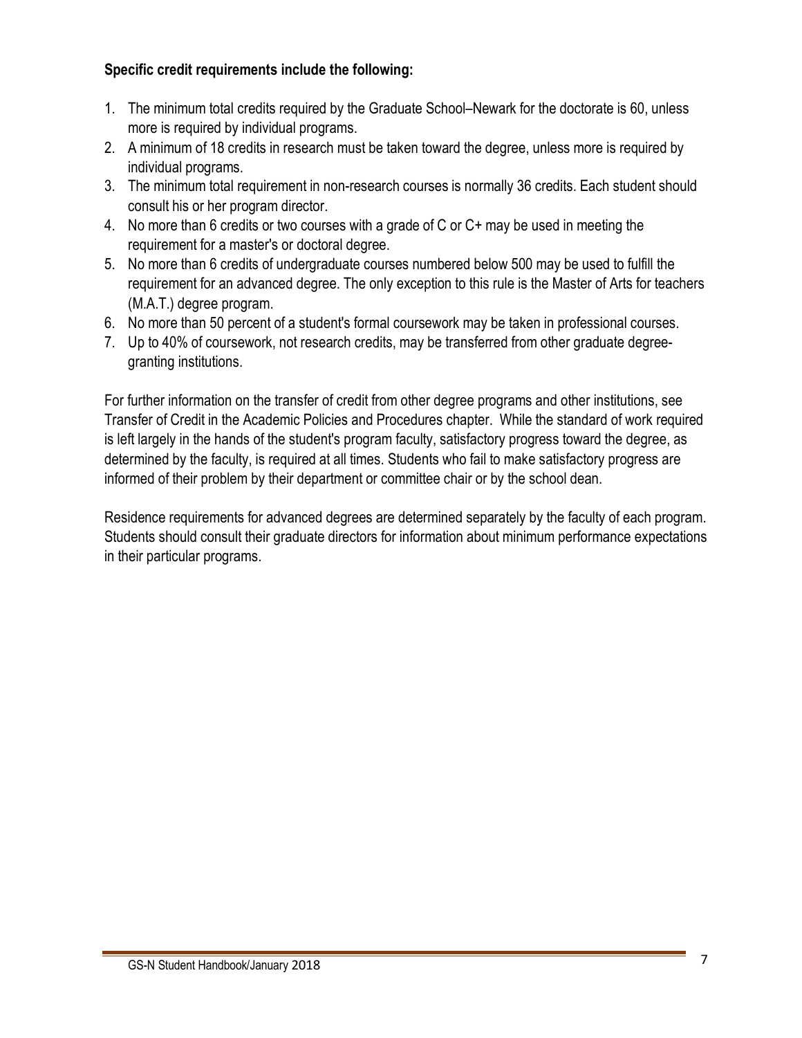**Specific credit requirements include the following:**

1. The minimum total credits required by the Graduate School–Newark for the doctorate is 60, unless more is required by individual programs.
2. A minimum of 18 credits in research must be taken toward the degree, unless more is required by individual programs.
3. The minimum total requirement in non-research courses is normally 36 credits. Each student should consult his or her program director.
4. No more than 6 credits or two courses with a grade of C or C+ may be used in meeting the requirement for a master's or doctoral degree.
5. No more than 6 credits of undergraduate courses numbered below 500 may be used to fulfill the requirement for an advanced degree. The only exception to this rule is the Master of Arts for teachers (M.A.T.) degree program.
6. No more than 50 percent of a student's formal coursework may be taken in professional courses.
7. Up to 40% of coursework, not research credits, may be transferred from other graduate degree-granting institutions.

For further information on the transfer of credit from other degree programs and other institutions, see Transfer of Credit in the Academic Policies and Procedures chapter. While the standard of work required is left largely in the hands of the student's program faculty, satisfactory progress toward the degree, as determined by the faculty, is required at all times. Students who fail to make satisfactory progress are informed of their problem by their department or committee chair or by the school dean.

Residence requirements for advanced degrees are determined separately by the faculty of each program. Students should consult their graduate directors for information about minimum performance expectations in their particular programs.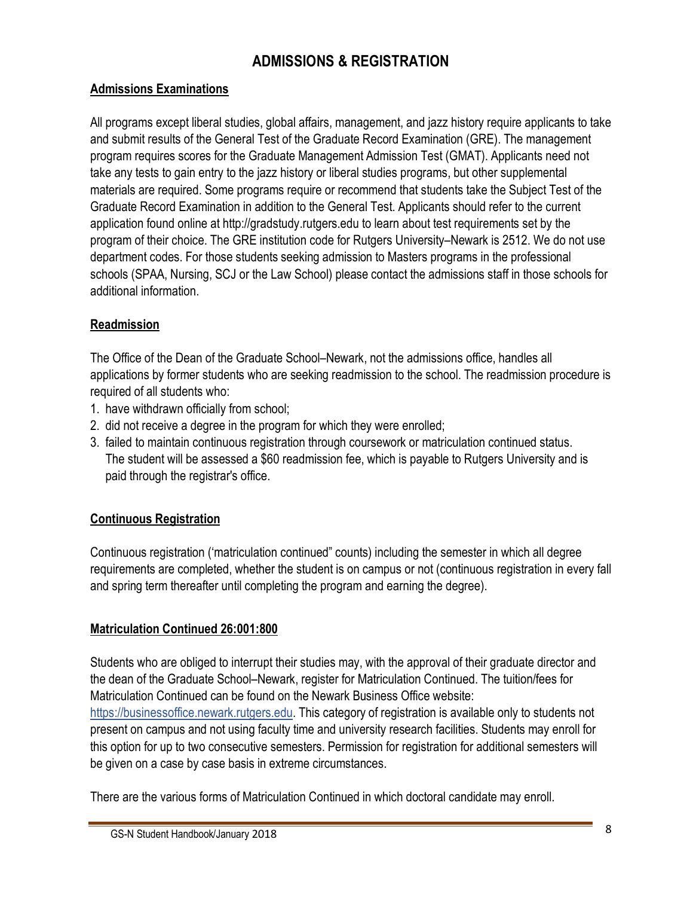# ADMISSIONS & REGISTRATION

## Admissions Examinations

All programs except liberal studies, global affairs, management, and jazz history require applicants to take and submit results of the General Test of the Graduate Record Examination (GRE). The management program requires scores for the Graduate Management Admission Test (GMAT). Applicants need not take any tests to gain entry to the jazz history or liberal studies programs, but other supplemental materials are required. Some programs require or recommend that students take the Subject Test of the Graduate Record Examination in addition to the General Test. Applicants should refer to the current application found online at http://gradstudy.rutgers.edu to learn about test requirements set by the program of their choice. The GRE institution code for Rutgers University–Newark is 2512. We do not use department codes. For those students seeking admission to Masters programs in the professional schools (SPAA, Nursing, SCJ or the Law School) please contact the admissions staff in those schools for additional information.

## Readmission

The Office of the Dean of the Graduate School–Newark, not the admissions office, handles all applications by former students who are seeking readmission to the school. The readmission procedure is required of all students who:

1. have withdrawn officially from school;
2. did not receive a degree in the program for which they were enrolled;
3. failed to maintain continuous registration through coursework or matriculation continued status. The student will be assessed a $60 readmission fee, which is payable to Rutgers University and is paid through the registrar's office.

## Continuous Registration

Continuous registration ('matriculation continued" counts) including the semester in which all degree requirements are completed, whether the student is on campus or not (continuous registration in every fall and spring term thereafter until completing the program and earning the degree).

## Matriculation Continued 26:001:800

Students who are obliged to interrupt their studies may, with the approval of their graduate director and the dean of the Graduate School–Newark, register for Matriculation Continued. The tuition/fees for Matriculation Continued can be found on the Newark Business Office website: https://businessoffice.newark.rutgers.edu. This category of registration is available only to students not present on campus and not using faculty time and university research facilities. Students may enroll for this option for up to two consecutive semesters. Permission for registration for additional semesters will be given on a case by case basis in extreme circumstances.

There are the various forms of Matriculation Continued in which doctoral candidate may enroll.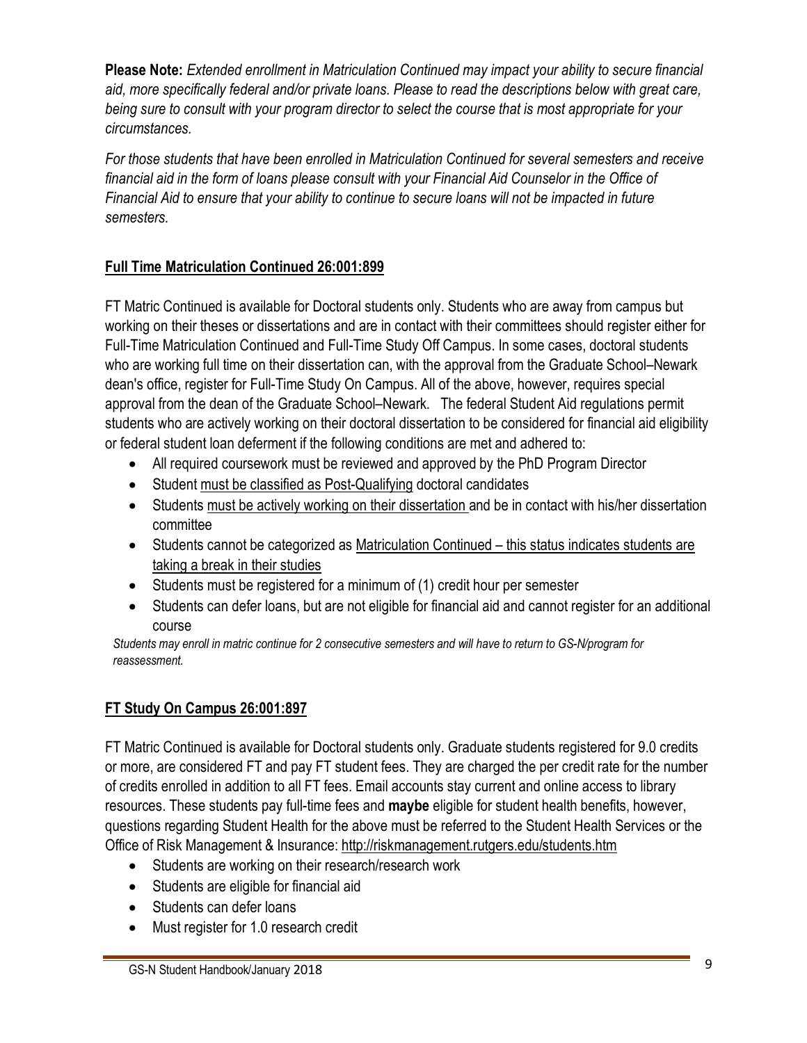**Please Note:** *Extended enrollment in Matriculation Continued may impact your ability to secure financial aid, more specifically federal and/or private loans. Please to read the descriptions below with great care, being sure to consult with your program director to select the course that is most appropriate for your circumstances.*

*For those students that have been enrolled in Matriculation Continued for several semesters and receive financial aid in the form of loans please consult with your Financial Aid Counselor in the Office of Financial Aid to ensure that your ability to continue to secure loans will not be impacted in future semesters.*

## Full Time Matriculation Continued 26:001:899

FT Matric Continued is available for Doctoral students only. Students who are away from campus but working on their theses or dissertations and are in contact with their committees should register either for Full-Time Matriculation Continued and Full-Time Study Off Campus. In some cases, doctoral students who are working full time on their dissertation can, with the approval from the Graduate School–Newark dean's office, register for Full-Time Study On Campus. All of the above, however, requires special approval from the dean of the Graduate School–Newark. The federal Student Aid regulations permit students who are actively working on their doctoral dissertation to be considered for financial aid eligibility or federal student loan deferment if the following conditions are met and adhered to:

- All required coursework must be reviewed and approved by the PhD Program Director
- Student must be classified as Post-Qualifying doctoral candidates
- Students must be actively working on their dissertation and be in contact with his/her dissertation committee
- Students cannot be categorized as Matriculation Continued – this status indicates students are taking a break in their studies
- Students must be registered for a minimum of (1) credit hour per semester
- Students can defer loans, but are not eligible for financial aid and cannot register for an additional course

*Students may enroll in matric continue for 2 consecutive semesters and will have to return to GS-N/program for reassessment.*

## FT Study On Campus 26:001:897

FT Matric Continued is available for Doctoral students only. Graduate students registered for 9.0 credits or more, are considered FT and pay FT student fees. They are charged the per credit rate for the number of credits enrolled in addition to all FT fees. Email accounts stay current and online access to library resources. These students pay full-time fees and **maybe** eligible for student health benefits, however, questions regarding Student Health for the above must be referred to the Student Health Services or the Office of Risk Management & Insurance: http://riskmanagement.rutgers.edu/students.htm

- Students are working on their research/research work
- Students are eligible for financial aid
- Students can defer loans
- Must register for 1.0 research credit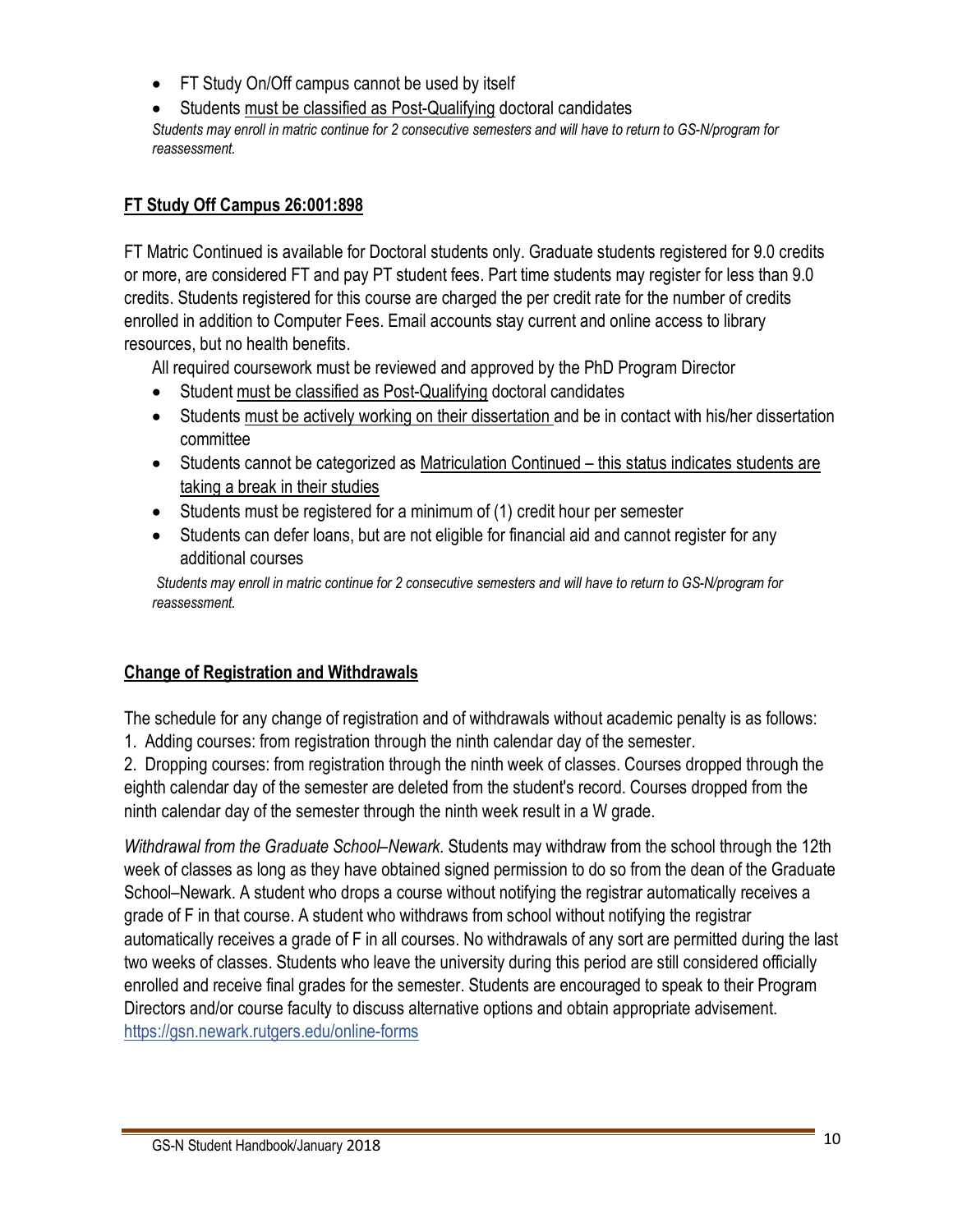- FT Study On/Off campus cannot be used by itself
- Students must be classified as Post-Qualifying doctoral candidates

*Students may enroll in matric continue for 2 consecutive semesters and will have to return to GS-N/program for reassessment.*

## FT Study Off Campus 26:001:898

FT Matric Continued is available for Doctoral students only. Graduate students registered for 9.0 credits or more, are considered FT and pay PT student fees. Part time students may register for less than 9.0 credits. Students registered for this course are charged the per credit rate for the number of credits enrolled in addition to Computer Fees. Email accounts stay current and online access to library resources, but no health benefits.

All required coursework must be reviewed and approved by the PhD Program Director

- Student must be classified as Post-Qualifying doctoral candidates
- Students must be actively working on their dissertation and be in contact with his/her dissertation committee
- Students cannot be categorized as Matriculation Continued – this status indicates students are taking a break in their studies
- Students must be registered for a minimum of (1) credit hour per semester
- Students can defer loans, but are not eligible for financial aid and cannot register for any additional courses

*Students may enroll in matric continue for 2 consecutive semesters and will have to return to GS-N/program for reassessment.*

## Change of Registration and Withdrawals

The schedule for any change of registration and of withdrawals without academic penalty is as follows:

1. Adding courses: from registration through the ninth calendar day of the semester.
2. Dropping courses: from registration through the ninth week of classes. Courses dropped through the eighth calendar day of the semester are deleted from the student's record. Courses dropped from the ninth calendar day of the semester through the ninth week result in a W grade.

*Withdrawal from the Graduate School–Newark.* Students may withdraw from the school through the 12th week of classes as long as they have obtained signed permission to do so from the dean of the Graduate School–Newark. A student who drops a course without notifying the registrar automatically receives a grade of F in that course. A student who withdraws from school without notifying the registrar automatically receives a grade of F in all courses. No withdrawals of any sort are permitted during the last two weeks of classes. Students who leave the university during this period are still considered officially enrolled and receive final grades for the semester. Students are encouraged to speak to their Program Directors and/or course faculty to discuss alternative options and obtain appropriate advisement. https://gsn.newark.rutgers.edu/online-forms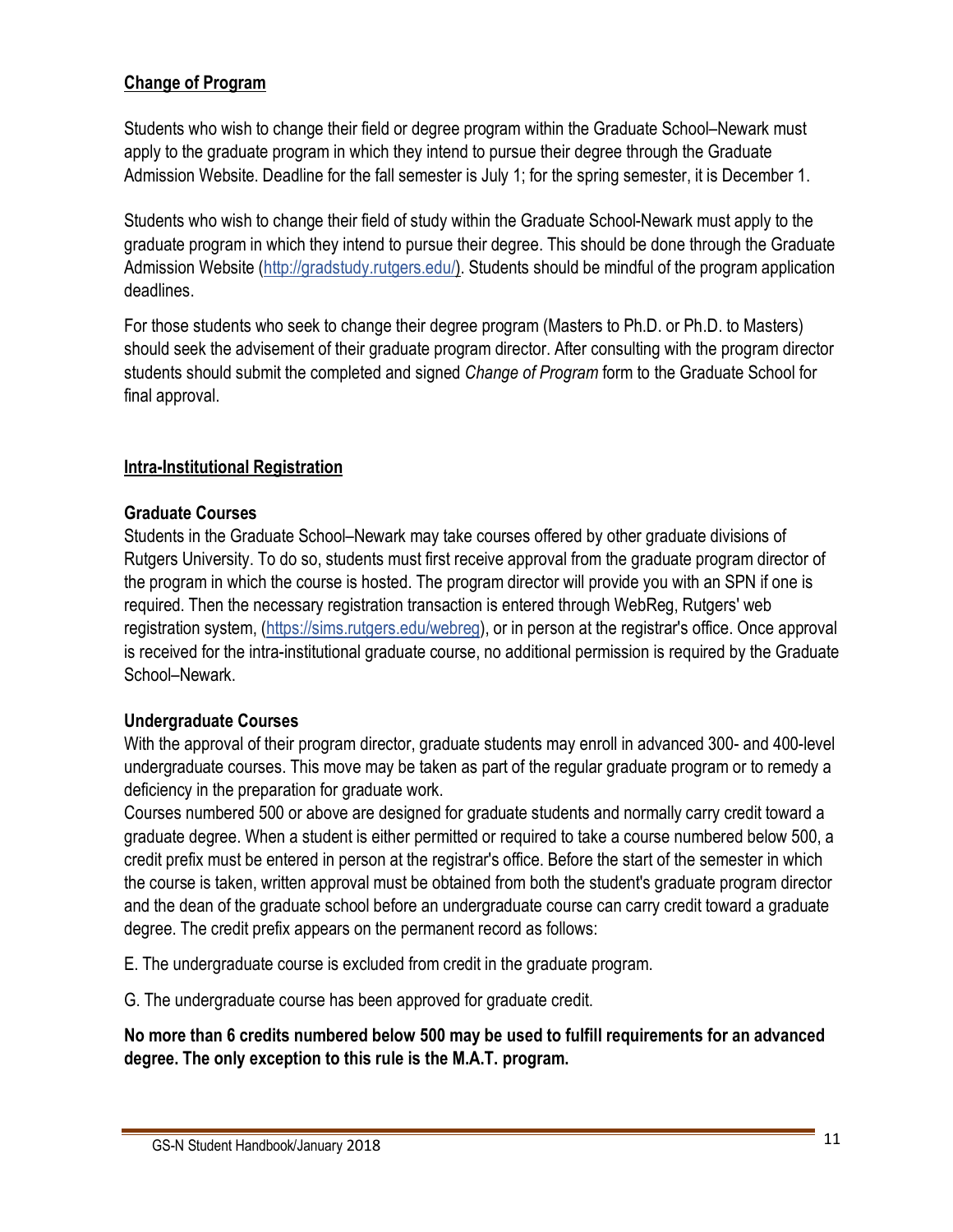## Change of Program

Students who wish to change their field or degree program within the Graduate School–Newark must apply to the graduate program in which they intend to pursue their degree through the Graduate Admission Website. Deadline for the fall semester is July 1; for the spring semester, it is December 1.

Students who wish to change their field of study within the Graduate School-Newark must apply to the graduate program in which they intend to pursue their degree. This should be done through the Graduate Admission Website (http://gradstudy.rutgers.edu/). Students should be mindful of the program application deadlines.

For those students who seek to change their degree program (Masters to Ph.D. or Ph.D. to Masters) should seek the advisement of their graduate program director. After consulting with the program director students should submit the completed and signed *Change of Program* form to the Graduate School for final approval.

## Intra-Institutional Registration

### Graduate Courses

Students in the Graduate School–Newark may take courses offered by other graduate divisions of Rutgers University. To do so, students must first receive approval from the graduate program director of the program in which the course is hosted. The program director will provide you with an SPN if one is required. Then the necessary registration transaction is entered through WebReg, Rutgers' web registration system, (https://sims.rutgers.edu/webreg), or in person at the registrar's office. Once approval is received for the intra-institutional graduate course, no additional permission is required by the Graduate School–Newark.

### Undergraduate Courses

With the approval of their program director, graduate students may enroll in advanced 300- and 400-level undergraduate courses. This move may be taken as part of the regular graduate program or to remedy a deficiency in the preparation for graduate work.

Courses numbered 500 or above are designed for graduate students and normally carry credit toward a graduate degree. When a student is either permitted or required to take a course numbered below 500, a credit prefix must be entered in person at the registrar's office. Before the start of the semester in which the course is taken, written approval must be obtained from both the student's graduate program director and the dean of the graduate school before an undergraduate course can carry credit toward a graduate degree. The credit prefix appears on the permanent record as follows:

E. The undergraduate course is excluded from credit in the graduate program.

G. The undergraduate course has been approved for graduate credit.

**No more than 6 credits numbered below 500 may be used to fulfill requirements for an advanced degree. The only exception to this rule is the M.A.T. program.**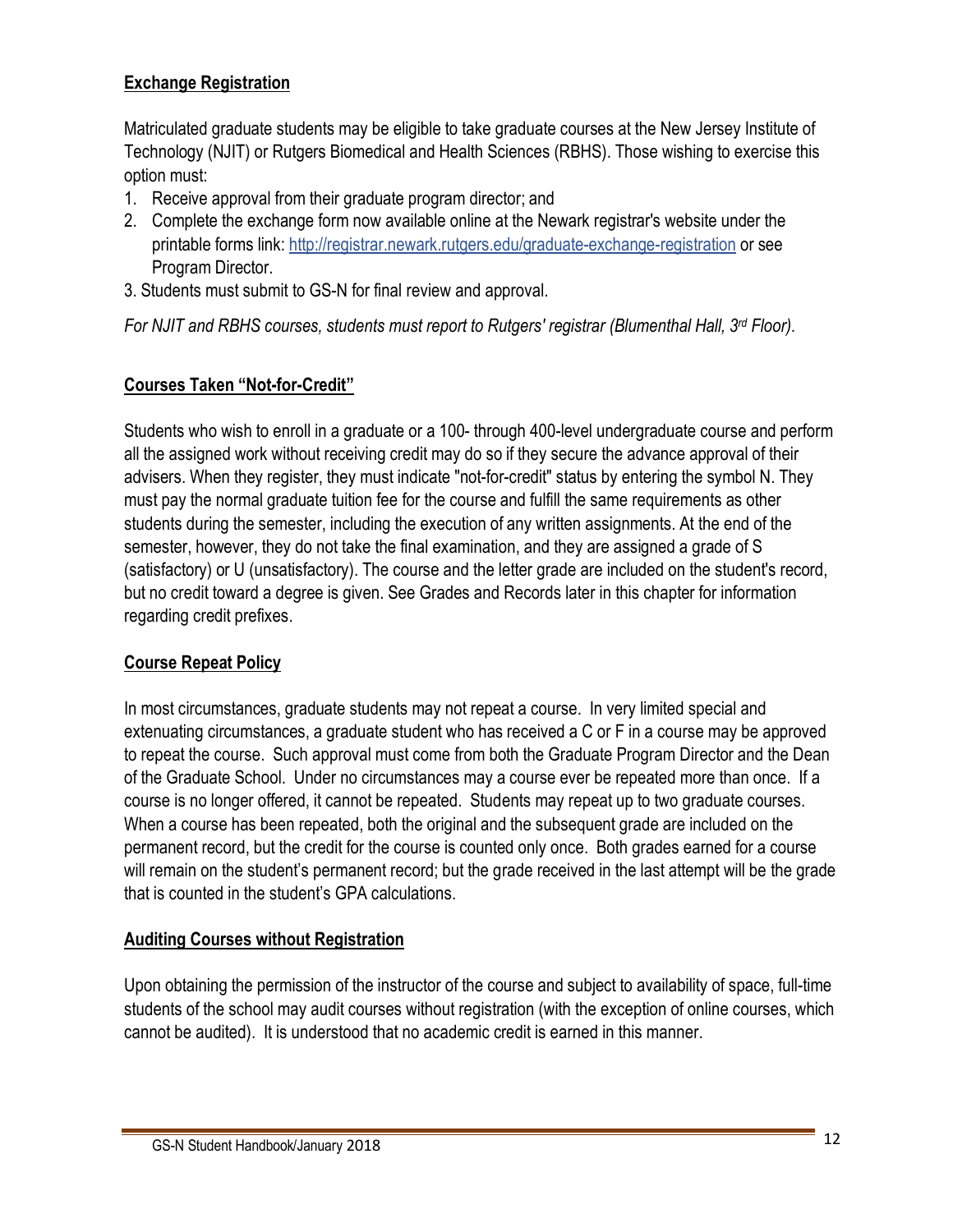## Exchange Registration

Matriculated graduate students may be eligible to take graduate courses at the New Jersey Institute of Technology (NJIT) or Rutgers Biomedical and Health Sciences (RBHS). Those wishing to exercise this option must:

1. Receive approval from their graduate program director; and
2. Complete the exchange form now available online at the Newark registrar's website under the printable forms link: http://registrar.newark.rutgers.edu/graduate-exchange-registration or see Program Director.
3. Students must submit to GS-N for final review and approval.

*For NJIT and RBHS courses, students must report to Rutgers' registrar (Blumenthal Hall, 3rd Floor).*

## Courses Taken "Not-for-Credit"

Students who wish to enroll in a graduate or a 100- through 400-level undergraduate course and perform all the assigned work without receiving credit may do so if they secure the advance approval of their advisers. When they register, they must indicate "not-for-credit" status by entering the symbol N. They must pay the normal graduate tuition fee for the course and fulfill the same requirements as other students during the semester, including the execution of any written assignments. At the end of the semester, however, they do not take the final examination, and they are assigned a grade of S (satisfactory) or U (unsatisfactory). The course and the letter grade are included on the student's record, but no credit toward a degree is given. See Grades and Records later in this chapter for information regarding credit prefixes.

## Course Repeat Policy

In most circumstances, graduate students may not repeat a course. In very limited special and extenuating circumstances, a graduate student who has received a C or F in a course may be approved to repeat the course. Such approval must come from both the Graduate Program Director and the Dean of the Graduate School. Under no circumstances may a course ever be repeated more than once. If a course is no longer offered, it cannot be repeated. Students may repeat up to two graduate courses. When a course has been repeated, both the original and the subsequent grade are included on the permanent record, but the credit for the course is counted only once. Both grades earned for a course will remain on the student's permanent record; but the grade received in the last attempt will be the grade that is counted in the student's GPA calculations.

## Auditing Courses without Registration

Upon obtaining the permission of the instructor of the course and subject to availability of space, full-time students of the school may audit courses without registration (with the exception of online courses, which cannot be audited). It is understood that no academic credit is earned in this manner.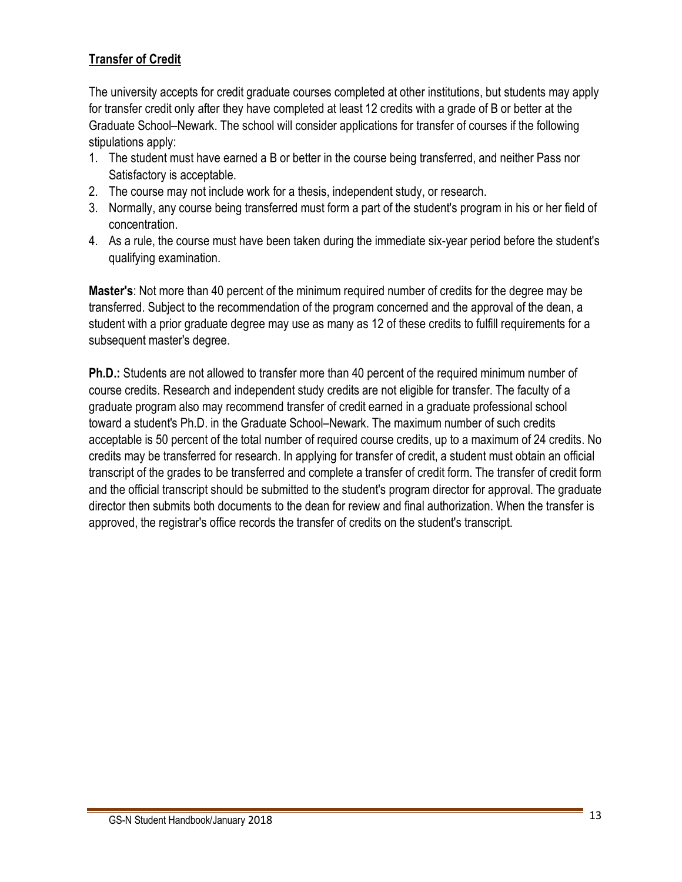## **Transfer of Credit**

The university accepts for credit graduate courses completed at other institutions, but students may apply for transfer credit only after they have completed at least 12 credits with a grade of B or better at the Graduate School–Newark. The school will consider applications for transfer of courses if the following stipulations apply:

1. The student must have earned a B or better in the course being transferred, and neither Pass nor Satisfactory is acceptable.
2. The course may not include work for a thesis, independent study, or research.
3. Normally, any course being transferred must form a part of the student's program in his or her field of concentration.
4. As a rule, the course must have been taken during the immediate six-year period before the student's qualifying examination.

**Master's**: Not more than 40 percent of the minimum required number of credits for the degree may be transferred. Subject to the recommendation of the program concerned and the approval of the dean, a student with a prior graduate degree may use as many as 12 of these credits to fulfill requirements for a subsequent master's degree.

**Ph.D.:** Students are not allowed to transfer more than 40 percent of the required minimum number of course credits. Research and independent study credits are not eligible for transfer. The faculty of a graduate program also may recommend transfer of credit earned in a graduate professional school toward a student's Ph.D. in the Graduate School–Newark. The maximum number of such credits acceptable is 50 percent of the total number of required course credits, up to a maximum of 24 credits. No credits may be transferred for research. In applying for transfer of credit, a student must obtain an official transcript of the grades to be transferred and complete a transfer of credit form. The transfer of credit form and the official transcript should be submitted to the student's program director for approval. The graduate director then submits both documents to the dean for review and final authorization. When the transfer is approved, the registrar's office records the transfer of credits on the student's transcript.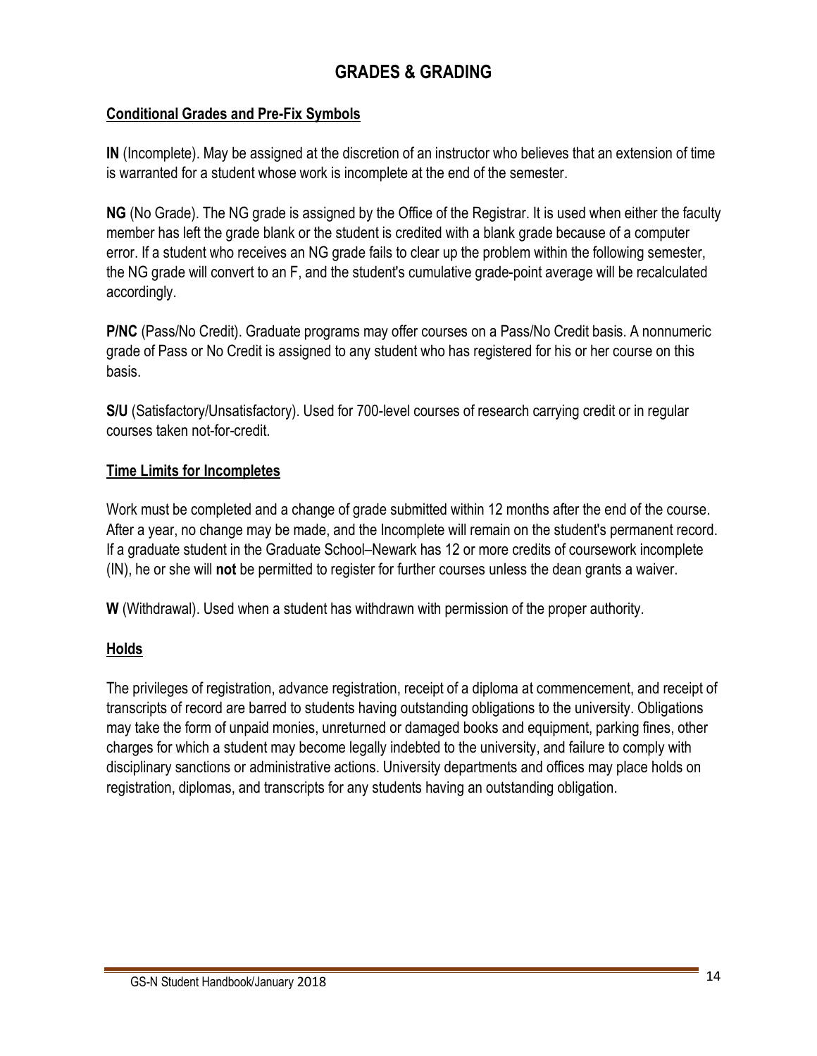# GRADES & GRADING

## Conditional Grades and Pre-Fix Symbols

**IN** (Incomplete). May be assigned at the discretion of an instructor who believes that an extension of time is warranted for a student whose work is incomplete at the end of the semester.

**NG** (No Grade). The NG grade is assigned by the Office of the Registrar. It is used when either the faculty member has left the grade blank or the student is credited with a blank grade because of a computer error. If a student who receives an NG grade fails to clear up the problem within the following semester, the NG grade will convert to an F, and the student's cumulative grade-point average will be recalculated accordingly.

**P/NC** (Pass/No Credit). Graduate programs may offer courses on a Pass/No Credit basis. A nonnumeric grade of Pass or No Credit is assigned to any student who has registered for his or her course on this basis.

**S/U** (Satisfactory/Unsatisfactory). Used for 700-level courses of research carrying credit or in regular courses taken not-for-credit.

## Time Limits for Incompletes

Work must be completed and a change of grade submitted within 12 months after the end of the course. After a year, no change may be made, and the Incomplete will remain on the student's permanent record. If a graduate student in the Graduate School–Newark has 12 or more credits of coursework incomplete (IN), he or she will **not** be permitted to register for further courses unless the dean grants a waiver.

**W** (Withdrawal). Used when a student has withdrawn with permission of the proper authority.

## Holds

The privileges of registration, advance registration, receipt of a diploma at commencement, and receipt of transcripts of record are barred to students having outstanding obligations to the university. Obligations may take the form of unpaid monies, unreturned or damaged books and equipment, parking fines, other charges for which a student may become legally indebted to the university, and failure to comply with disciplinary sanctions or administrative actions. University departments and offices may place holds on registration, diplomas, and transcripts for any students having an outstanding obligation.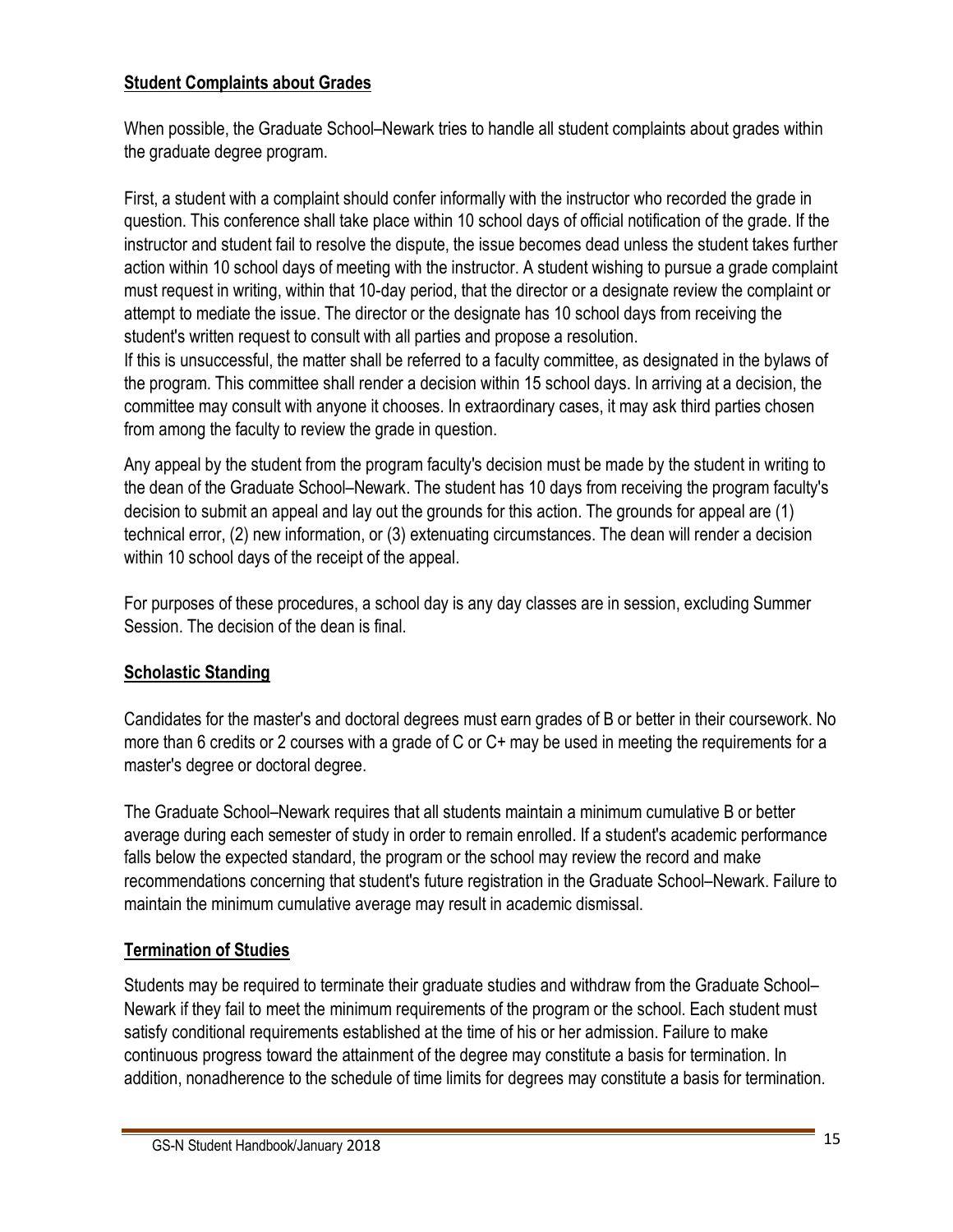## Student Complaints about Grades

When possible, the Graduate School–Newark tries to handle all student complaints about grades within the graduate degree program.

First, a student with a complaint should confer informally with the instructor who recorded the grade in question. This conference shall take place within 10 school days of official notification of the grade. If the instructor and student fail to resolve the dispute, the issue becomes dead unless the student takes further action within 10 school days of meeting with the instructor. A student wishing to pursue a grade complaint must request in writing, within that 10-day period, that the director or a designate review the complaint or attempt to mediate the issue. The director or the designate has 10 school days from receiving the student's written request to consult with all parties and propose a resolution.

If this is unsuccessful, the matter shall be referred to a faculty committee, as designated in the bylaws of the program. This committee shall render a decision within 15 school days. In arriving at a decision, the committee may consult with anyone it chooses. In extraordinary cases, it may ask third parties chosen from among the faculty to review the grade in question.

Any appeal by the student from the program faculty's decision must be made by the student in writing to the dean of the Graduate School–Newark. The student has 10 days from receiving the program faculty's decision to submit an appeal and lay out the grounds for this action. The grounds for appeal are (1) technical error, (2) new information, or (3) extenuating circumstances. The dean will render a decision within 10 school days of the receipt of the appeal.

For purposes of these procedures, a school day is any day classes are in session, excluding Summer Session. The decision of the dean is final.

## Scholastic Standing

Candidates for the master's and doctoral degrees must earn grades of B or better in their coursework. No more than 6 credits or 2 courses with a grade of C or C+ may be used in meeting the requirements for a master's degree or doctoral degree.

The Graduate School–Newark requires that all students maintain a minimum cumulative B or better average during each semester of study in order to remain enrolled. If a student's academic performance falls below the expected standard, the program or the school may review the record and make recommendations concerning that student's future registration in the Graduate School–Newark. Failure to maintain the minimum cumulative average may result in academic dismissal.

## Termination of Studies

Students may be required to terminate their graduate studies and withdraw from the Graduate School–Newark if they fail to meet the minimum requirements of the program or the school. Each student must satisfy conditional requirements established at the time of his or her admission. Failure to make continuous progress toward the attainment of the degree may constitute a basis for termination. In addition, nonadherence to the schedule of time limits for degrees may constitute a basis for termination.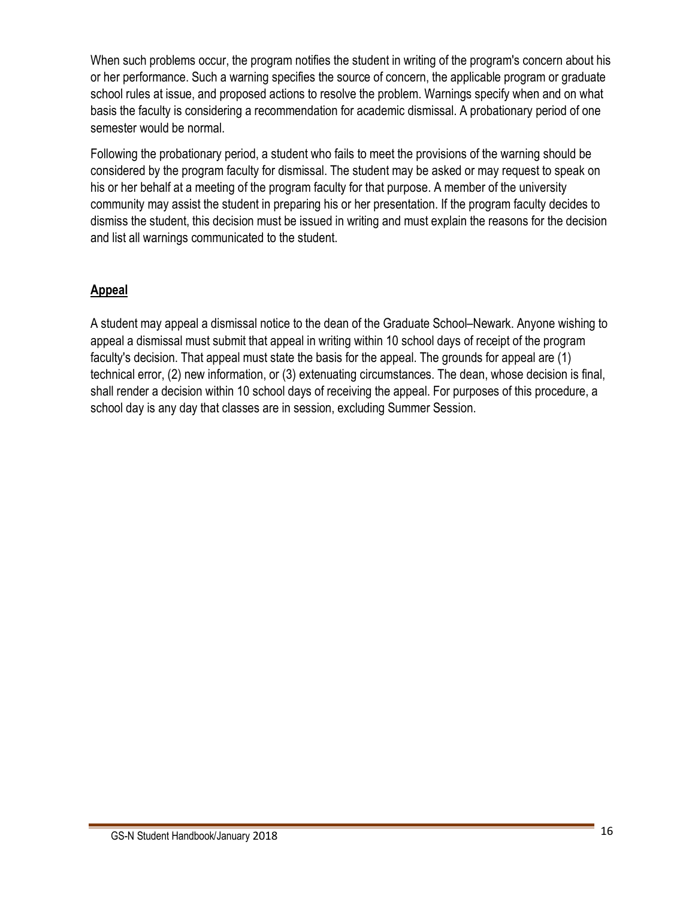When such problems occur, the program notifies the student in writing of the program's concern about his or her performance. Such a warning specifies the source of concern, the applicable program or graduate school rules at issue, and proposed actions to resolve the problem. Warnings specify when and on what basis the faculty is considering a recommendation for academic dismissal. A probationary period of one semester would be normal.

Following the probationary period, a student who fails to meet the provisions of the warning should be considered by the program faculty for dismissal. The student may be asked or may request to speak on his or her behalf at a meeting of the program faculty for that purpose. A member of the university community may assist the student in preparing his or her presentation. If the program faculty decides to dismiss the student, this decision must be issued in writing and must explain the reasons for the decision and list all warnings communicated to the student.

## Appeal

A student may appeal a dismissal notice to the dean of the Graduate School–Newark. Anyone wishing to appeal a dismissal must submit that appeal in writing within 10 school days of receipt of the program faculty's decision. That appeal must state the basis for the appeal. The grounds for appeal are (1) technical error, (2) new information, or (3) extenuating circumstances. The dean, whose decision is final, shall render a decision within 10 school days of receiving the appeal. For purposes of this procedure, a school day is any day that classes are in session, excluding Summer Session.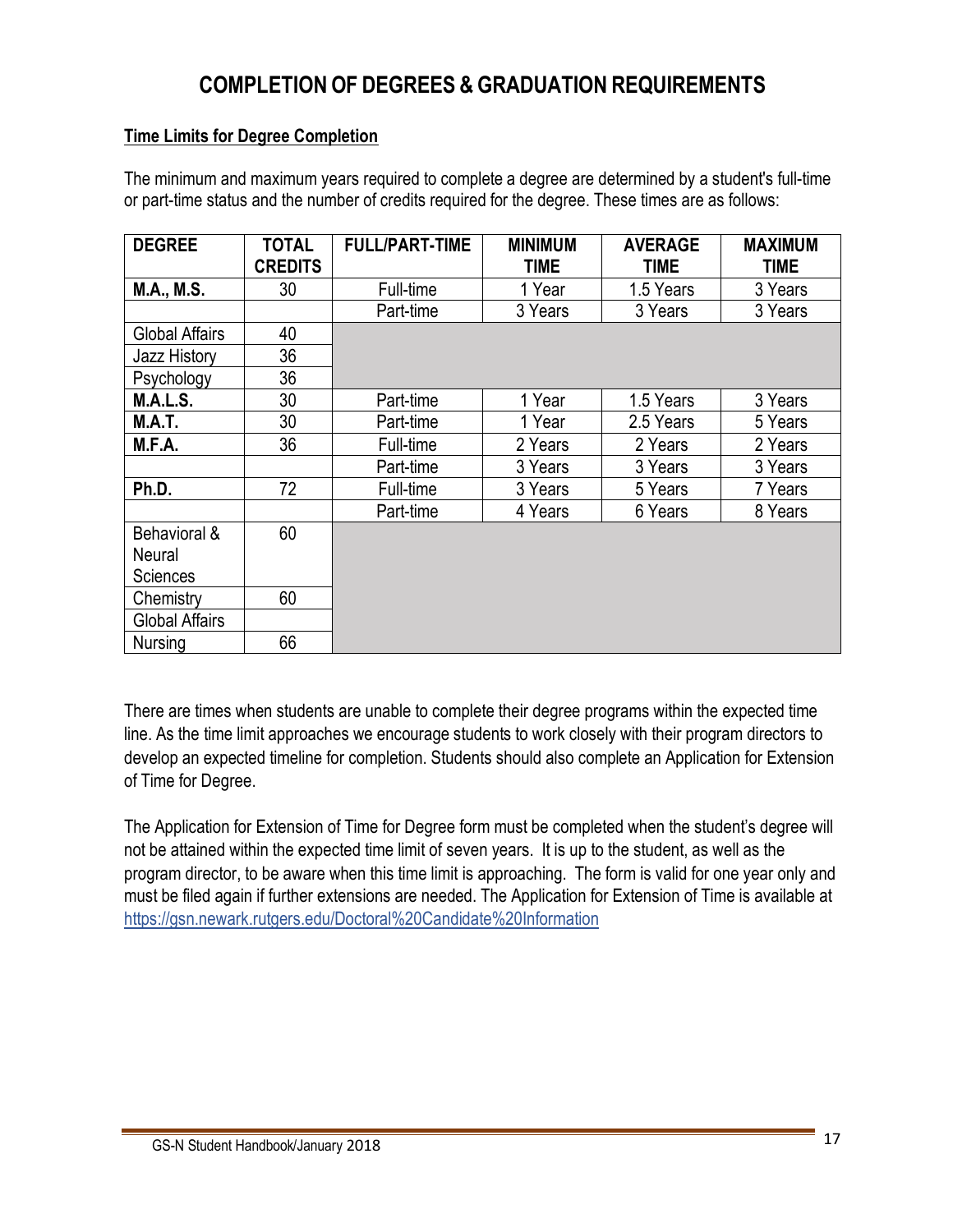# COMPLETION OF DEGREES & GRADUATION REQUIREMENTS

**Time Limits for Degree Completion**

The minimum and maximum years required to complete a degree are determined by a student's full-time or part-time status and the number of credits required for the degree. These times are as follows:

| DEGREE | TOTAL CREDITS | FULL/PART-TIME | MINIMUM TIME | AVERAGE TIME | MAXIMUM TIME |
|---|---|---|---|---|---|
| **M.A., M.S.** | 30 | Full-time | 1 Year | 1.5 Years | 3 Years |
| | | Part-time | 3 Years | 3 Years | 3 Years |
| Global Affairs | 40 | | | | |
| Jazz History | 36 | | | | |
| Psychology | 36 | | | | |
| **M.A.L.S.** | 30 | Part-time | 1 Year | 1.5 Years | 3 Years |
| **M.A.T.** | 30 | Part-time | 1 Year | 2.5 Years | 5 Years |
| **M.F.A.** | 36 | Full-time | 2 Years | 2 Years | 2 Years |
| | | Part-time | 3 Years | 3 Years | 3 Years |
| **Ph.D.** | 72 | Full-time | 3 Years | 5 Years | 7 Years |
| | | Part-time | 4 Years | 6 Years | 8 Years |
| Behavioral & Neural Sciences | 60 | | | | |
| Chemistry | 60 | | | | |
| Global Affairs | | | | | |
| Nursing | 66 | | | | |

There are times when students are unable to complete their degree programs within the expected time line. As the time limit approaches we encourage students to work closely with their program directors to develop an expected timeline for completion. Students should also complete an Application for Extension of Time for Degree.

The Application for Extension of Time for Degree form must be completed when the student's degree will not be attained within the expected time limit of seven years. It is up to the student, as well as the program director, to be aware when this time limit is approaching. The form is valid for one year only and must be filed again if further extensions are needed. The Application for Extension of Time is available at https://gsn.newark.rutgers.edu/Doctoral%20Candidate%20Information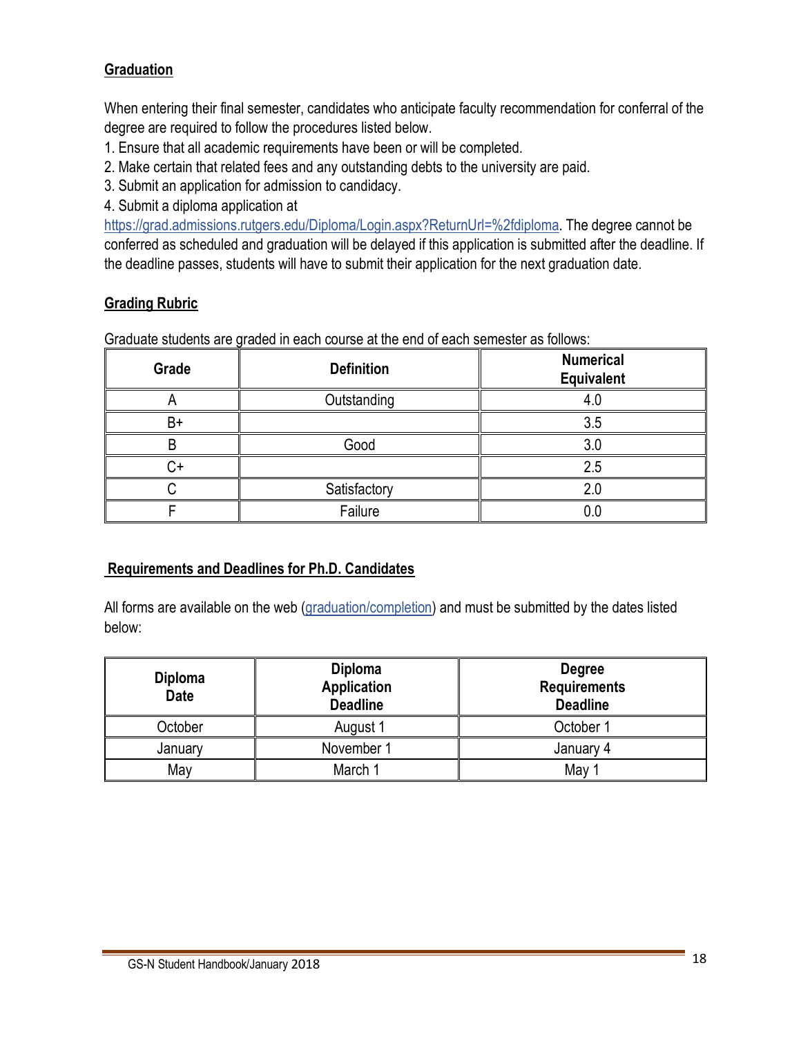## Graduation

When entering their final semester, candidates who anticipate faculty recommendation for conferral of the degree are required to follow the procedures listed below.

1. Ensure that all academic requirements have been or will be completed.
2. Make certain that related fees and any outstanding debts to the university are paid.
3. Submit an application for admission to candidacy.
4. Submit a diploma application at https://grad.admissions.rutgers.edu/Diploma/Login.aspx?ReturnUrl=%2fdiploma. The degree cannot be conferred as scheduled and graduation will be delayed if this application is submitted after the deadline. If the deadline passes, students will have to submit their application for the next graduation date.

## Grading Rubric

Graduate students are graded in each course at the end of each semester as follows:

| Grade | Definition | Numerical Equivalent |
|---|---|---|
| A | Outstanding | 4.0 |
| B+ | | 3.5 |
| B | Good | 3.0 |
| C+ | | 2.5 |
| C | Satisfactory | 2.0 |
| F | Failure | 0.0 |

## Requirements and Deadlines for Ph.D. Candidates

All forms are available on the web (graduation/completion) and must be submitted by the dates listed below:

| Diploma Date | Diploma Application Deadline | Degree Requirements Deadline |
|---|---|---|
| October | August 1 | October 1 |
| January | November 1 | January 4 |
| May | March 1 | May 1 |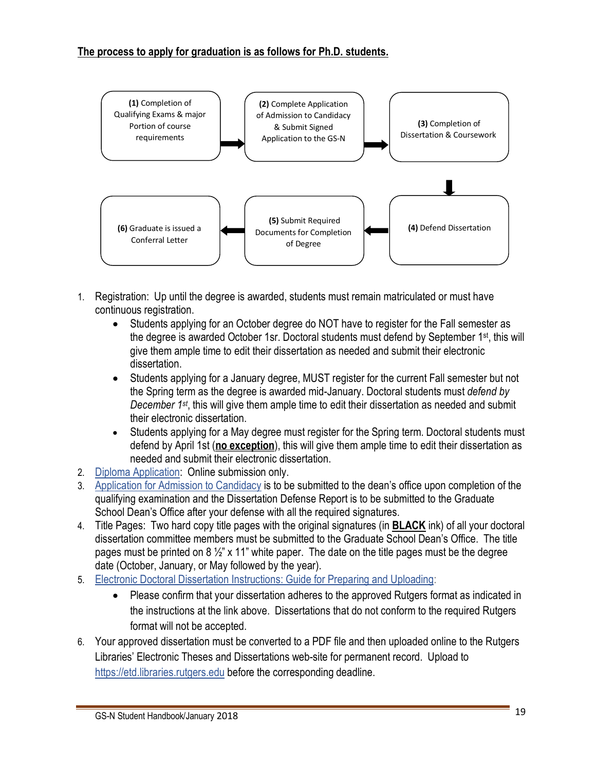**<u>The process to apply for graduation is as follows for Ph.D. students.</u>**

**(1)** Completion of Qualifying Exams & major Portion of course requirements → **(2)** Complete Application of Admission to Candidacy & Submit Signed Application to the GS-N → **(3)** Completion of Dissertation & Coursework → **(4)** Defend Dissertation → **(5)** Submit Required Documents for Completion of Degree → **(6)** Graduate is issued a Conferral Letter

1. Registration: Up until the degree is awarded, students must remain matriculated or must have continuous registration.
   - Students applying for an October degree do NOT have to register for the Fall semester as the degree is awarded October 1sr. Doctoral students must defend by September 1st, this will give them ample time to edit their dissertation as needed and submit their electronic dissertation.
   - Students applying for a January degree, MUST register for the current Fall semester but not the Spring term as the degree is awarded mid-January. Doctoral students must *defend by December 1st*, this will give them ample time to edit their dissertation as needed and submit their electronic dissertation.
   - Students applying for a May degree must register for the Spring term. Doctoral students must defend by April 1st (**<u>no exception</u>**), this will give them ample time to edit their dissertation as needed and submit their electronic dissertation.
2. Diploma Application: Online submission only.
3. Application for Admission to Candidacy is to be submitted to the dean's office upon completion of the qualifying examination and the Dissertation Defense Report is to be submitted to the Graduate School Dean's Office after your defense with all the required signatures.
4. Title Pages: Two hard copy title pages with the original signatures (in **<u>BLACK</u>** ink) of all your doctoral dissertation committee members must be submitted to the Graduate School Dean's Office. The title pages must be printed on 8 ½" x 11" white paper. The date on the title pages must be the degree date (October, January, or May followed by the year).
5. Electronic Doctoral Dissertation Instructions: Guide for Preparing and Uploading:
   - Please confirm that your dissertation adheres to the approved Rutgers format as indicated in the instructions at the link above. Dissertations that do not conform to the required Rutgers format will not be accepted.
6. Your approved dissertation must be converted to a PDF file and then uploaded online to the Rutgers Libraries' Electronic Theses and Dissertations web-site for permanent record. Upload to https://etd.libraries.rutgers.edu before the corresponding deadline.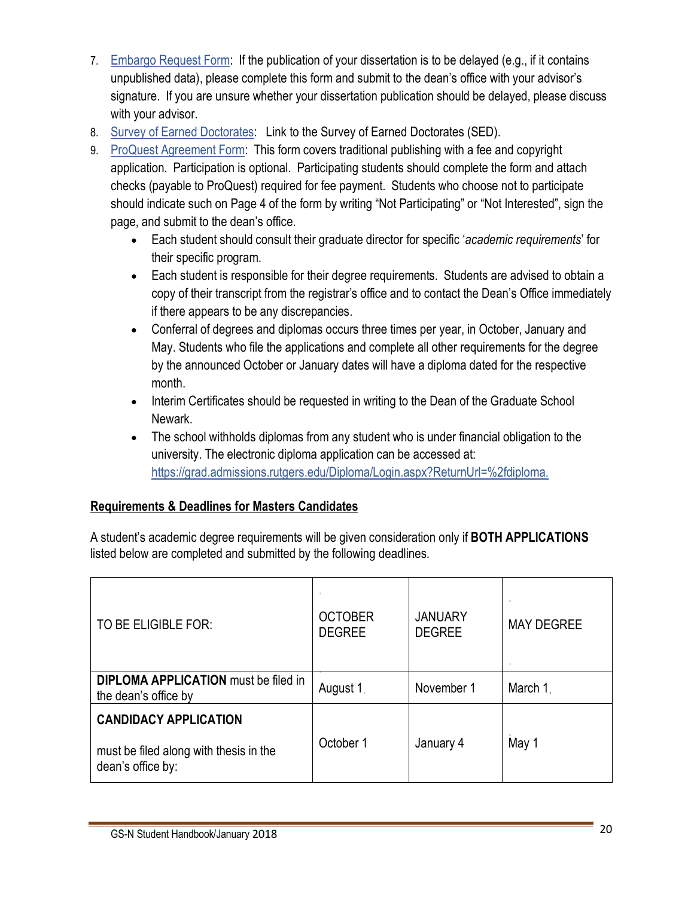7. [Embargo Request Form]: If the publication of your dissertation is to be delayed (e.g., if it contains unpublished data), please complete this form and submit to the dean's office with your advisor's signature. If you are unsure whether your dissertation publication should be delayed, please discuss with your advisor.
8. [Survey of Earned Doctorates]: Link to the Survey of Earned Doctorates (SED).
9. [ProQuest Agreement Form]: This form covers traditional publishing with a fee and copyright application. Participation is optional. Participating students should complete the form and attach checks (payable to ProQuest) required for fee payment. Students who choose not to participate should indicate such on Page 4 of the form by writing "Not Participating" or "Not Interested", sign the page, and submit to the dean's office.
   - Each student should consult their graduate director for specific '*academic requirements*' for their specific program.
   - Each student is responsible for their degree requirements. Students are advised to obtain a copy of their transcript from the registrar's office and to contact the Dean's Office immediately if there appears to be any discrepancies.
   - Conferral of degrees and diplomas occurs three times per year, in October, January and May. Students who file the applications and complete all other requirements for the degree by the announced October or January dates will have a diploma dated for the respective month.
   - Interim Certificates should be requested in writing to the Dean of the Graduate School Newark.
   - The school withholds diplomas from any student who is under financial obligation to the university. The electronic diploma application can be accessed at: https://grad.admissions.rutgers.edu/Diploma/Login.aspx?ReturnUrl=%2fdiploma.

## Requirements & Deadlines for Masters Candidates

A student's academic degree requirements will be given consideration only if **BOTH APPLICATIONS** listed below are completed and submitted by the following deadlines.

| TO BE ELIGIBLE FOR: | OCTOBER DEGREE | JANUARY DEGREE | MAY DEGREE |
|---|---|---|---|
| **DIPLOMA APPLICATION** must be filed in the dean's office by | August 1 | November 1 | March 1 |
| **CANDIDACY APPLICATION** must be filed along with thesis in the dean's office by: | October 1 | January 4 | May 1 |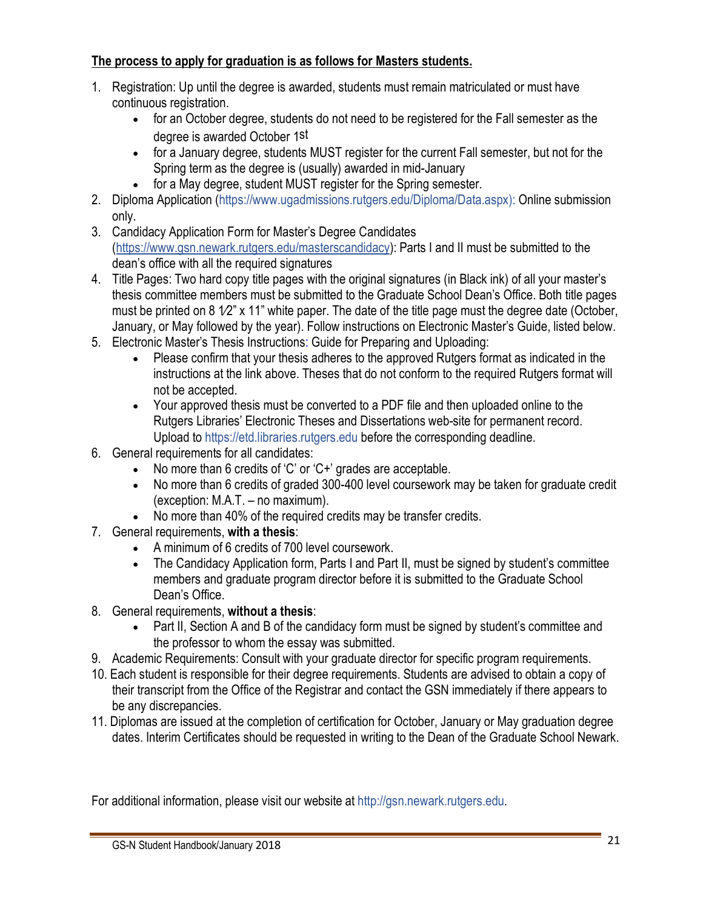**<u>The process to apply for graduation is as follows for Masters students.</u>**

1. Registration: Up until the degree is awarded, students must remain matriculated or must have continuous registration.
   - for an October degree, students do not need to be registered for the Fall semester as the degree is awarded October 1st
   - for a January degree, students MUST register for the current Fall semester, but not for the Spring term as the degree is (usually) awarded in mid-January
   - for a May degree, student MUST register for the Spring semester.
2. Diploma Application (https://www.ugadmissions.rutgers.edu/Diploma/Data.aspx): Online submission only.
3. Candidacy Application Form for Master's Degree Candidates (https://www.gsn.newark.rutgers.edu/masterscandidacy): Parts I and II must be submitted to the dean's office with all the required signatures
4. Title Pages: Two hard copy title pages with the original signatures (in Black ink) of all your master's thesis committee members must be submitted to the Graduate School Dean's Office. Both title pages must be printed on 8 1⁄2" x 11" white paper. The date of the title page must the degree date (October, January, or May followed by the year). Follow instructions on Electronic Master's Guide, listed below.
5. Electronic Master's Thesis Instructions: Guide for Preparing and Uploading:
   - Please confirm that your thesis adheres to the approved Rutgers format as indicated in the instructions at the link above. Theses that do not conform to the required Rutgers format will not be accepted.
   - Your approved thesis must be converted to a PDF file and then uploaded online to the Rutgers Libraries' Electronic Theses and Dissertations web-site for permanent record. Upload to https://etd.libraries.rutgers.edu before the corresponding deadline.
6. General requirements for all candidates:
   - No more than 6 credits of 'C' or 'C+' grades are acceptable.
   - No more than 6 credits of graded 300-400 level coursework may be taken for graduate credit (exception: M.A.T. – no maximum).
   - No more than 40% of the required credits may be transfer credits.
7. General requirements, **with a thesis**:
   - A minimum of 6 credits of 700 level coursework.
   - The Candidacy Application form, Parts I and Part II, must be signed by student's committee members and graduate program director before it is submitted to the Graduate School Dean's Office.
8. General requirements, **without a thesis**:
   - Part II, Section A and B of the candidacy form must be signed by student's committee and the professor to whom the essay was submitted.
9. Academic Requirements: Consult with your graduate director for specific program requirements.
10. Each student is responsible for their degree requirements. Students are advised to obtain a copy of their transcript from the Office of the Registrar and contact the GSN immediately if there appears to be any discrepancies.
11. Diplomas are issued at the completion of certification for October, January or May graduation degree dates. Interim Certificates should be requested in writing to the Dean of the Graduate School Newark.

For additional information, please visit our website at http://gsn.newark.rutgers.edu.